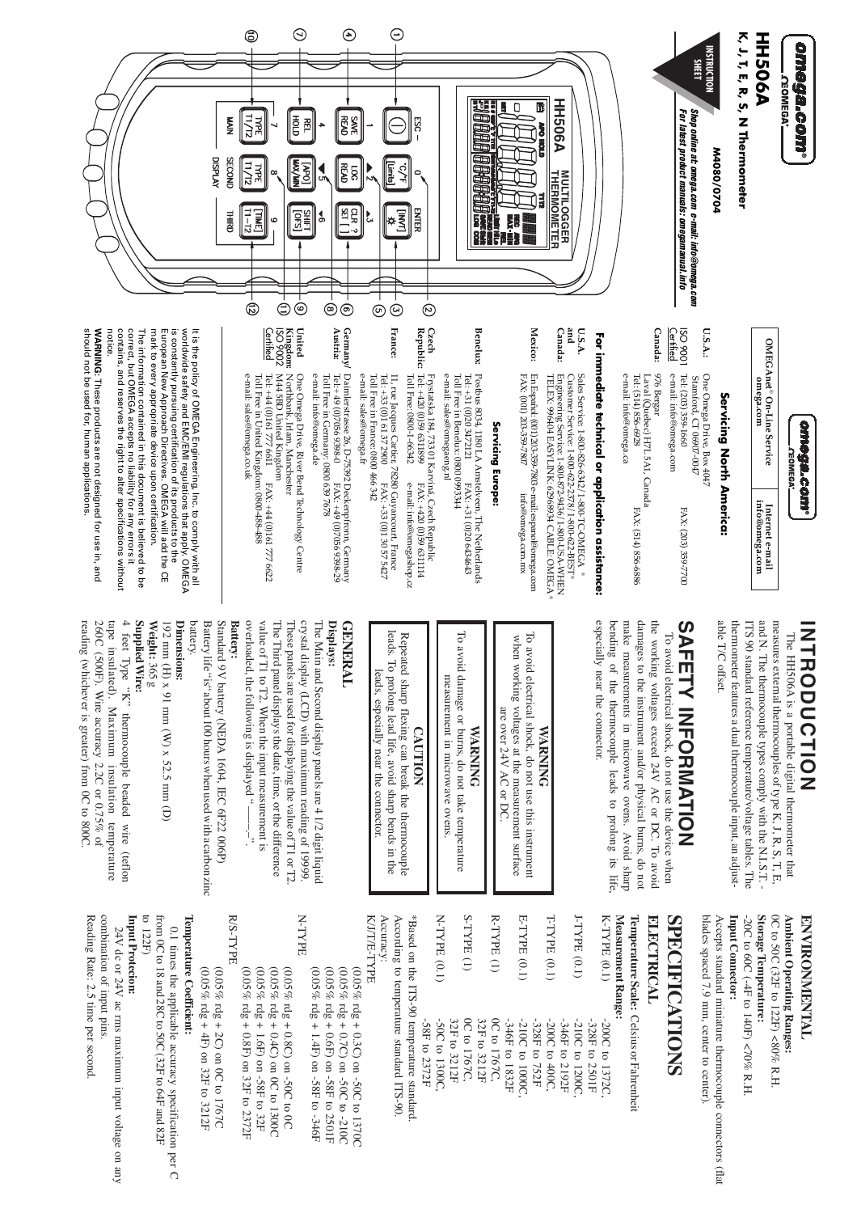# omega.com®

## HH506A

**K, J, T, E, R, S, N Thermometer**

M4080/0704

INSTRUCTION SHEET

*Shop online at: omega.com e-mail: info@omega.com*
*For latest product manuals: omegamanual.info*

HH506A MULTILOGGER THERMOMETER

①②③④⑤⑥⑦⑧⑨⑩⑪⑫

ESC – | 0 | ENTER
°C/°F [Units] | [INVT] ☼
1 SAVE READ | ▲2 LOG READ | ▲3 CLR ? SET [ ]
4 REL HOLD | ◄5 [APO] MAX/MIN | ►6 SHIFT [OFS]
7 TYPE T1/T2 | ▼8 TYPE T1/T2 | 9 [TIME] T1–T2
MAIN | SECOND DISPLAY | THIRD

---

## Servicing North America:

| OMEGAnet® On-Line Service omega.com | Internet e-mail info@omega.com |
|---|---|

**U.S.A.:** One Omega Drive, Box 4047
**ISO 9001 Certified** Stamford, CT 06907-0047
Tel: (203) 359-1660 FAX: (203) 359-7700
e-mail: info@omega.com

**Canada:** 976 Bergar
Laval (Quebec) H7L 5A1, Canada
Tel: (514) 856-6928 FAX: (514) 856-6886
e-mail: info@omega.ca

### For immediate technical or application assistance:

**U.S.A. and Canada:** Sales Service: 1-800-826-6342/1-800-TC-OMEGA®
Customer Service: 1-800-622-2378/1-800-622-BEST®
Engineering Service: 1-800-872-9436/1-800-USA-WHEN
TELEX: 996404 EASYLINK: 62968934 CABLE: OMEGA®

**Mexico:** En Español: (001)203-359-7803 e-mail: espanol@omega.com
FAX: (001) 203-359-7807 info@omega.com.mx

### Servicing Europe:

**Benelux:** Postbus 8034, 1180 LA Amstelveen, The Netherlands
Tel: +31 (0)20 3472121 FAX: +31 (0)20 6434643
Toll Free in Benelux: 0800 0993344
e-mail: sales@omegaeng.nl

**Czech Republic:** Frystatska 184, 733 01 Karviná, Czech Republic
Tel: +420 (0)59 6311899 FAX: +420 (0)59 6311114
Toll Free: 0800-1-66342 e-mail: info@omegashop.cz

**France:** 11, rue Jacques Cartier, 78280 Guyancourt, France
Tel: +33 (0)1 61 37 2900 FAX: +33 (0)1 30 57 5427
Toll Free in France: 0800 466 342
e-mail: sales@omega.fr

**Germany/Austria:** Daimlerstrasse 26, D-75392 Deckenpfronn, Germany
Tel: +49 (0)7056 9398-0 FAX: +49 (0)7056 9398-29
Toll Free in Germany: 0800 639 7678
e-mail: info@omega.de

**United Kingdom: ISO 9002 Certified** One Omega Drive, River Bend Technology Centre
Northbank, Irlam, Manchester
M44 5BD United Kingdom
Tel: +44 (0)161 777 6611 FAX: +44 (0)161 777 6622
Toll Free in United Kingdom: 0800-488-488
e-mail: sales@omega.co.uk

It is the policy of OMEGA Engineering, Inc. to comply with all worldwide safety and EMC/EMI regulations that apply. OMEGA is constantly pursuing certification of its products to the European New Approach Directives. OMEGA will add the CE mark to every appropriate device upon certification.

The information contained in this document is believed to be correct, but OMEGA accepts no liability for any errors it contains, and reserves the right to alter specifications without notice.

**WARNING**: These products are not designed for use in, and should not be used for, human applications.

---

# INTRODUCTION

The HH506A is a portable digital thermometer that measures external thermocouples of type K, J, R, S, T, E, and N. The thermocouple types comply with the N.I.S.T.-ITS 90 standard reference temperature/voltage tables. The thermometer features a dual thermocouple input, an adjustable T/C offset.

# SAFETY INFORMATION

To avoid electrical shock, do not use the device when the working voltages exceed 24V AC or DC. To avoid damages to the instrument and/or physical burns, do not make measurements in microwave ovens. Avoid sharp bending of the thermocouple leads to prolong its life, especially near the connector.

> **WARNING**
> To avoid electrical shock, do not use this instrument when working voltages at the measurement surface are over 24V AC or DC.

> **WARNING**
> To avoid damage or burns, do not take temperature measurement in microwave ovens.

> **CAUTION**
> Repeated sharp flexing can break the thermocouple leads. To prolong lead life, avoid sharp bends in the leads, especially near the connector.

## GENERAL

**Displays:**
The Main and Second display panels are 4 1/2 digit liquid crystal display (LCD) with maximum reading of 19999. These panels are used for displaying the value of T1 or T2. The Third panel displays the date, time, or the difference value of T1 to T2. When the input measurement is overloaded, the following is displayed "—.-".

**Battery:**
Standard 9V battery (NEDA 1604, IEC 6F22 006P)
Battery life is about 100 hours when used with a carbon zinc battery.

**Dimensions:**
192 mm (H) x 91 mm (W) x 52.5 mm (D)

**Weight:** 365 g

**Supplied Wire:**
4 feet Type "K" thermocouple beaded wire (teflon tape insulated). Maximum insulation temperature 260C (500F). Wire accuracy 2.2C or 0.75% of reading (whichever is greater) from 0C to 800C.

---

## ENVIRONMENTAL

**Ambient Operating Ranges:**
0C to 50C (32F to 122F) <80% R.H.

**Storage Temperature:**
-20C to 60C (-4F to 140F) <70% R.H.

**Input Connector:**
Accepts standard miniature thermocouple connectors (flat blades spaced 7.9 mm, center to center).

# SPECIFICATIONS

## ELECTRICAL

**Temperature Scale:** Celsius or Fahrenheit

**Measurement Range:**

| | |
|---|---|
| K-TYPE (0.1) | -200C to 1372C, -328F to 2501F |
| J-TYPE (0.1) | -210C to 1200C, -346F to 2192F |
| T-TYPE (0.1) | -200C to 400C, -328F to 752F |
| E-TYPE (0.1) | -210C to 1000C, -346F to 1832F |
| R-TYPE (1) | 0C to 1767C, 32F to 3212F |
| S-TYPE (1) | 0C to 1767C, 32F to 3212F |
| N-TYPE (0.1) | -50C to 1300C, -58F to 2372F |

*Based on the ITS-90 temperature standard.
According to temperature standard ITS-90.

Accuracy:

| | |
|---|---|
| K/J/T/E-TYPE | (0.05% rdg + 0.3C) on -50C to 1370C<br>(0.05% rdg + 0.7C) on -50C to -210C<br>(0.05% rdg + 0.6F) on -58F to 2501F<br>(0.05% rdg + 1.4F) on -58F to -346F |
| N-TYPE | (0.05% rdg + 0.8C) on -50C to 0C<br>(0.05% rdg + 0.4C) on 0C to 1300C<br>(0.05% rdg + 1.6F) on -58F to 32F<br>(0.05% rdg + 0.8F) on 32F to 2372F |
| R/S-TYPE | (0.05% rdg + 2C) on 0C to 1767C<br>(0.05% rdg + 4F) on 32F to 3212F |

**Temperature Coefficient:**
0.1 times the applicable accuracy specification per C from 0C to 18 and 28C to 50C (32F to 64F and 82F to 122F)

**Input Protecion:**
24V dc or 24V ac rms maximum input voltage on any combination of input pins.

Reading Rate: 2.5 time per second.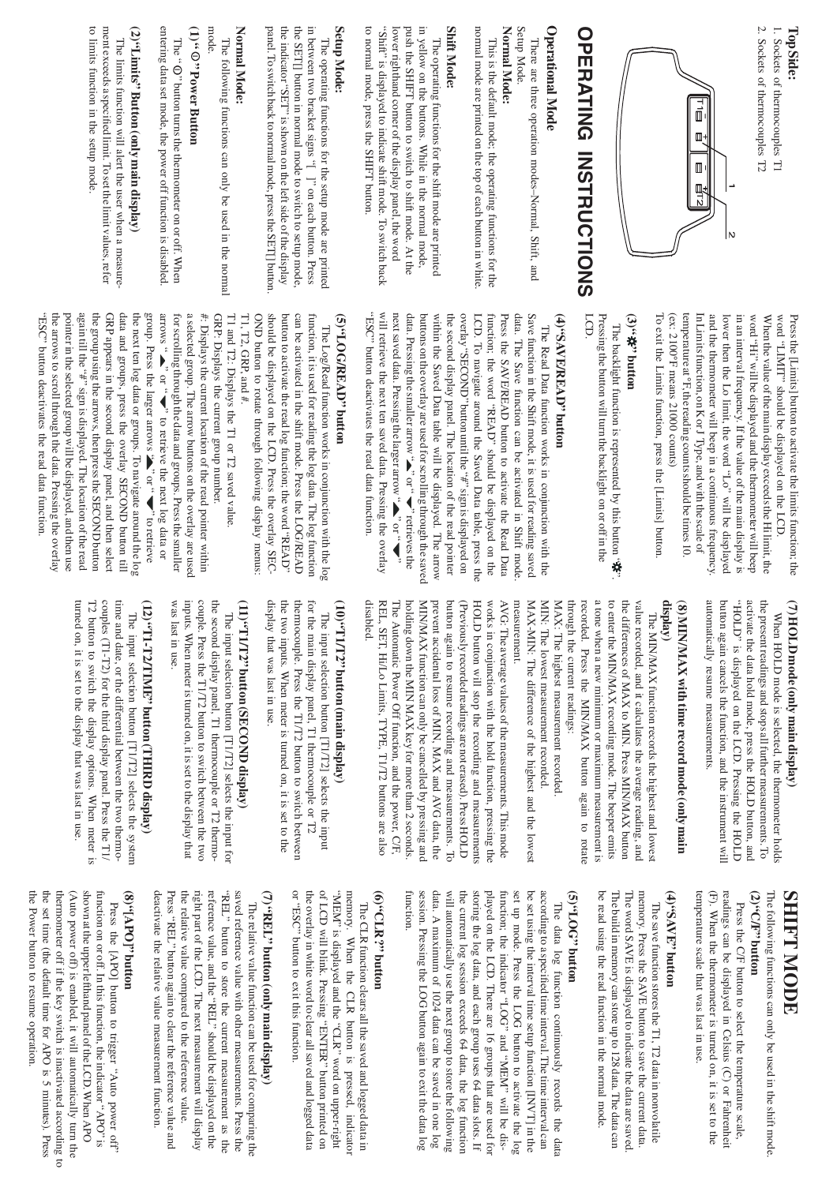**Top Side:**

1. Sockets of thermocouples T1
2. Sockets of thermocouples T2

# OPERATING INSTRUCTIONS

## Operational Mode

There are three operation modes--Normal, Shift, and Setup Mode.

### Normal Mode:

This is the default mode: the operating functions for the normal mode are printed on the top of each button in white.

### Shift Mode:

The operating functions for the shift mode are printed in yellow on the buttons. While in the normal mode, push the SHIFT button to switch to shift mode. At the lower righthand corner of the display panel, the word "Shift" is displayed to indicate shift mode. To switch back to normal mode, press the SHIFT button.

### Setup Mode:

The operating functions for the setup mode are printed in between two bracket signs "[ ]" on each button. Press the SET[] button in normal mode to switch to setup mode, the indicator "SET" is shown on the left side of the display panel. To switch back to normal mode, press the SET[] button.

## Normal Mode:

The following functions can only be used in the normal mode.

### (1) "⏻" Power Button

The "⏻" button turns the thermometer on or off. When entering data set mode, the power off function is disabled.

### (2) "Limits" Button (only main display)

The limits function will alert the user when a measurement exceeds a specified limit. To set the limit values, refer to limits function in the setup mode.

Press the [Limits] button to activate the limits function; the word "LIMIT" should be displayed on the LCD.

When the value of the main display exceeds the Hi limit, the word "Hi" will be displayed and the thermometer will beep in an interval frequency. If the value of the main display is lower then the Lo limit, the word "Lo" will be displayed and the thermometer will beep in a continuous frequency. In Limits function, on K or J Type, and with the scale of temperature at °F, the reading counts should be times 10. (ex: 2100°F means 21000 counts)

To exit the Limits function, press the [Limits] button.

### (3) "☀" button

The backlight function is represented by this button "☀". Pressing the button will turn the backlight on or off in the LCD.

### (4) "SAVE/READ" button

The Read Data function works in conjunction with the Save function in the Shift mode, it is used for reading saved data. The Save function can be activated in Shift mode. Press the SAVE/READ button to activate the Read Data function, the word "READ" should be displayed on the LCD. To navigate around the Saved Data table, press the overlay "SECOND" button until the "#" sign is displayed on the second display panel. The location of the read pointer within the Saved Data table will be displayed. The arrow buttons on the overlay are used for scrolling through the saved data. Pressing the smaller arrow "▲" or "▼" retrieves the next saved data. Pressing the larger arrow "▲" or "▼" will retrieve the next ten saved data. Pressing the overlay "ESC" button deactivates the read data function.

### (5) "LOG/READ" button

The Log/Read function works in conjunction with the log function, it is used for reading the log data. The log function can be activated in the shift mode. Press the LOG/READ button to activate the read log function; the word "READ" should be displayed on the LCD. Press the overlay SECOND button to rotate through following display menus: T1, T2, GRP, and #.

T1 and T2: Displays the T1 or T2 saved value.

GRP: Displays the current group number.

#: Displays the current location of the read pointer within a selected group. The arrow buttons on the overlay are used for scrolling through the data and groups. Press the smaller arrows "▲" or "▼" to retrieve the next log data or group. Press the larger arrows "▲" or "▼" to retrieve the next ten log data or groups. To navigate around the log data and groups, press the overlay SECOND button till GRP appears in the second display panel, and then select the group using the arrows, then press the SECOND button again till the "#" sign is displayed. The location of the read pointer in the selected group will be displayed, and then use the arrows to scroll through the data. Pressing the overlay "ESC" button deactivates the read data function.

### (7) HOLD mode (only main display)

When HOLD mode is selected, the thermometer holds the present readings and stops all further measurements. To activate the data hold mode, press the HOLD button, and "HOLD" is displayed on the LCD. Pressing the HOLD button again cancels the function, and the instrument will automatically resume measurements.

### (8) MIN/MAX with time record mode (only main display)

The MIN/MAX function records the highest and lowest value recorded, and it calculates the average reading, and the differences of MAX to MIN. Press MIN/MAX button to enter the MIN/MAX recording mode. The beeper emits a tone when a new minimum or maximum measurement is recorded. Press the MIN/MAX button again to rotate through the current readings:

MAX: The highest measurement recorded.

MIN: The lowest measurement recorded.

MAX-MIN: The difference of the highest and the lowest measurement.

AVG: The average values of the measurements. This mode works in conjunction with the hold function, pressing the HOLD button will stop the recording and measurements (Previously recorded readings are not erased). Press HOLD button again to resume recording and measurements. To prevent accidental loss of MIN, MAX and AVG data, the MIN/MAX function can only be cancelled by pressing and holding down the MIN MAX key for more than 2 seconds. The Automatic Power Off function, and the power, C/F, REL, SET, Hi/Lo Limits, TYPE, T1/T2 buttons are also disabled.

### (10) "T1/T2" button (main display)

The input selection button [T1/T2] selects the input for the main display panel, T1 thermocouple or T2 thermocouple. Press the T1/T2 button to switch between the two inputs. When meter is turned on, it is set to the display that was last in use.

### (11) "T1/T2" button (SECOND display)

The input selection button [T1/T2] selects the input for the second display panel, T1 thermocouple or T2 thermocouple. Press the T1/T2 button to switch between the two inputs. When meter is turned on, it is set to the display that was last in use.

### (12) "T1-T2/TIME" button (THIRD display)

The input selection button [T1/T2] selects the system time and date, or the differential between the two thermocouples (T1-T2) for the third display panel. Press the T1/T2 button to switch the display options. When meter is turned on, it is set to the display that was last in use.

# SHIFT MODE

The following functions can only be used in the shift mode.

### (2) "C/F" button

Press the C/F button to select the temperature scale, readings can be displayed in Celsius (C) or Fahrenheit (F). When the thermometer is turned on, it is set to the temperature scale that was last in use.

### (4) "SAVE" button

The save function stores the T1, T2 data in nonvolatile memory. Press the SAVE button to save the current data. The word SAVE is displayed to indicate the data are saved. The build in memory can store up to 128 data. The data can be read using the read function in the normal mode.

### (5) "LOG" button

The data log function continuously records the data according to a specified time interval. The time interval can be set using the interval time setup function [INVT] in the set up mode. Press the LOG button to activate the log function; the indicator "LOG" and "MEM" will be displayed on the LCD. There are 16 groups that are used for storing the log data, and each group uses 64 data slots. If the current log session exceeds 64 data, the log function will automatically use the next group to store the following data. A maximum of 1024 data can be saved in one log session. Pressing the LOG button again to exit the data log function.

### (6) "CLR" button

The CLR function clears all the saved and logged data in memory. When the CLR button is pressed, indicator "MEM" is displayed and the "CLR" word on upper-right of LCD will blink. Pressing "ENTER" button printed on the overlay in white word to clear all saved and logged data or "ESC" button to exit this function.

### (7) "REL" button (only main display)

The relative value function can be used for comparing the saved reference value with other measurements. Press the "REL" button to store the current measurement as the reference value, and the "REL" should be displayed on the right part of the LCD. The next measurement will display the relative value compared to the reference value.

Press "REL" button again to clear the reference value and deactivate the relative value measurement function.

### (8) "APO" button

Press the [APO] button to trigger "Auto power off" function on or off. In this function, the indicator "APO" is shown at the upper left hand panel of the LCD. When APO (Auto power off) is enabled, it will automatically turn the thermometer off if the key switch is inactivated according to the set time (the default time for APO is 5 minutes). Press the Power button to resume operation.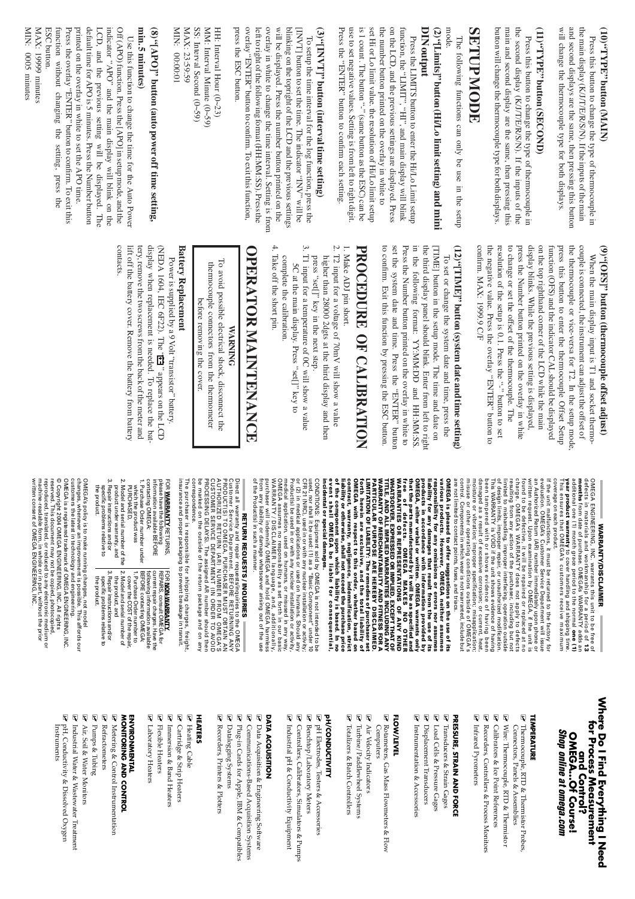**(10)"TYPE" button (MAIN)**

Press this button to change the type of thermocouple in the main display (K/J/T/E/R/S/N). If the inputs of the main and second displays are the same, then pressing this button will change the thermocouple type for both displays.

**(11)"TYPE" button (SECOND)**

Press this button to change the type of thermocouple in the second display (K/J/T/E/R/S/N). If the inputs of the main and second display are the same, then pressing this button will change the thermocouple type for both displays.

# SETUP MODE

The following functions can only be use in the setup mode.

**(2)"Limits" button (Hi/Lo limit setting) and mini DIN output**

Press the LIMITS button to enter the Hi/Lo Limit setup function, the "LIMIT", "HI", and main display will blink on the LCD, and the previous settings are displayed. Press the number button printed on the overlay in white to set Hi or Lo limit value. the resolution of Hi/Lo limit setup is 1 count. The button "-" (same button as the ESC) can be use to set negative values. Setting is from left to right digit. Press the "ENTER" button to confirm each setting.

**(3)"INVT" button (interval time setting)**

To setup the time interval for the log function, press the [INVT] button to set the time. The indicator "INV" will be blinking on the topright of the LCD and the previous settings will be displayed. Press the number button printed on the overlay in white to change the time interval. Setting is from left to right of the following format (HH:MM:SS). Press the overlay "ENTER" button to confirm. To exit this function, press the ESC button.

HH: Interval Hour (0~23)
MM: Interval Minute (0~59)
SS: Interval Second (0~59)
MAX: 23:59:59
MIN: 00:00:01

**(8)"APOT" button (auto power off time setting, min. 5 minutes)**

Use this function to change the time for the Auto Power Off (APO) function. Press the [APO] in setup mode, and the indicator "APO" and the main display will blink on the LCD, and the previous setting will be displayed. The default time for APO is 5 minutes. Press the Number button printed on the overlay in white to set the APO time.

Press the overlay "ENTER" button to confirm. To exit this function without changing the setting, press the ESC button.

MAX: 19999 minutes
MIN: 0005 minutes

**(9)"OFS" button (thermocouple offset adjust)**

When the main display input is T1 and socket thermocouple is connected, the instrument can adjust the offset of the thermocouple or vice-versa for T2. In the setup mode, press this button to enter the thermocouple Offset Setup function (OFS) and the indicator OFS should be displayed on the top righthand corner of the LCD while the main display blinks. While the previous setting is displayed, press the Number button printed on the overlay in white to change or set the offset of the thermocouple. The resolution of the setup is 0.1. Press the "-" button to set the negative value. Press the overlay "ENTER" button to confirm. MAX: 1999.9 C/F

**(12)"TIME" button (system date and time setting)**

To set or change the system date and time, press the [TIME] button in the setup mode. The time and date on the third display panel should blink. Enter from left to right in the following format: YY:MM:DD and HH:MM:SS. Press the Number button printed on the overlay in white to set the system date and time. Press the "ENTER" button to confirm. Exit this function by pressing the ESC button.

# PROCEDURE OF CALIBRATION

1. Make ADJ pin short.
2. T2 input for a voltage of 70mV will show a value higher than 28000 2digts at the third display and then press "set[]" key in the next step.
3. T1 input for a temperature of 0C will show a value 5C at the main display. Press "set[]" key to complete the calibration.
4. Take off the short pin.

# OPERATOR MAINTENANCE

**WARNING**

To avoid possible electrical shock, disconnect the thermocouple connectors from the thermometer before removing the cover.

**Battery Replacement**

Power is supplied by a 9 Volt "transistor" battery. (NEDA 1604, IEC 6F22). The "[battery]" appears on the LCD display when replacement is needed. To replace the battery, remove the two screws from the back of the meter and lift off the battery cover. Remove the battery from battery contacts.

## WARRANTY/DISCLAIMER

OMEGA ENGINEERING, INC. warrants this unit to be free of defects in materials and workmanship for a period of **13 months** from date of purchase. OMEGA's WARRANTY adds an additional one (1) month grace period to the normal **one (1) year product warranty** to cover handling and shipping time. This ensures that OMEGA's customers receive maximum coverage on each product.

If the unit malfunctions, it must be returned to the factory for evaluation. OMEGA's Customer Service Department will issue an Authorized Return (AR) number immediately upon phone or written request. Upon examination by OMEGA, if the unit is found to be defective, it will be repaired or replaced at no charge. OMEGA's WARRANTY does not apply to defects resulting from any action of the purchaser, including but not limited to mishandling, improper interfacing, operation outside of design limits, improper repair, or unauthorized modification. This WARRANTY is VOID if the unit shows evidence of having been tampered with or shows evidence of having been damaged as a result of excessive corrosion; or current, heat, moisture or vibration; improper specification; misapplication; misuse or other operating conditions outside of OMEGA's control. Components which wear are not warranted, include but are not limited to contact points, fuses, and triacs.

**OMEGA is pleased to offer suggestions on the use of its various products. However, OMEGA neither assumes responsibility for any omissions or errors nor assumes liability for any damages that result from the use of its products in accordance with information provided by OMEGA, either verbal or written. OMEGA warrants only that the parts manufactured by it will be as specified and free of defects. OMEGA MAKES NO OTHER WARRANTIES OR REPRESENTATIONS OF ANY KIND WHATSOEVER, EXPRESS OR IMPLIED, EXCEPT THAT OF TITLE, AND ALL IMPLIED WARRANTIES INCLUDING ANY WARRANTY OF MERCHANTABILITY AND FITNESS FOR A PARTICULAR PURPOSE ARE HEREBY DISCLAIMED. LIMITATION OF LIABILITY: The remedies of purchaser set forth herein are exclusive, and the total liability of OMEGA with respect to this order, whether based on contract, warranty, negligence, indemnification, strict liability or otherwise, shall not exceed the purchase price of the component upon which liability is based. In no event shall OMEGA be liable for consequential, incidental or special damages.**

CONDITIONS: Equipment sold by OMEGA is not intended to be used, nor shall it be used: (1) as a "Basic Component" under 10 CFR 21 (NRC), used in or with any nuclear installation or activity; or (2) in medical applications or used on humans. Should any Product(s) be used in or with any nuclear installation or activity, medical application, used on humans, or misused in any way, OMEGA assumes no responsibility as set forth in our basic WARRANTY / DISCLAIMER language, and, additionally, purchaser will indemnify OMEGA and hold OMEGA harmless from any liability or damage whatsoever arising out of the use of the Product(s) in such a manner.

## RETURN REQUESTS / INQUIRIES

Direct all warranty and repair requests/inquiries to the OMEGA Customer Service Department. BEFORE RETURNING ANY PRODUCT(S) TO OMEGA, PURCHASER MUST OBTAIN AN AUTHORIZED RETURN (AR) NUMBER FROM OMEGA'S CUSTOMER SERVICE DEPARTMENT (IN ORDER TO AVOID PROCESSING DELAYS). The assigned AR number should then be marked on the outside of the return package and on any correspondence.

The purchaser is responsible for shipping charges, freight, insurance and proper packaging to prevent breakage in transit.

FOR **WARRANTY** RETURNS, please have the following information available BEFORE contacting OMEGA:
1. Purchase Order number under which the product was PURCHASED,
2. Model and serial number of the product under warranty, and
3. Repair instructions and/or specific problems relative to the product.

FOR **NON-WARRANTY** REPAIRS, consult OMEGA for current repair charges. Have the following information available BEFORE contacting OMEGA:
1. Purchase Order number to cover the COST of the repair,
2. Model and serial number of the product, and
3. Repair instructions and/or specific problems relative to the product.

OMEGA's policy is to make running changes, not model changes, whenever an improvement is possible. This affords our customers the latest in technology and engineering.

OMEGA is a registered trademark of OMEGA ENGINEERING, INC.
© Copyright 2002 OMEGA ENGINEERING, INC. All rights reserved. This document may not be copied, photocopied, reproduced, translated, or reduced to any electronic medium or machine-readable form, in whole or in part, without the prior written consent of OMEGA ENGINEERING, INC.

# Where Do I Find Everything I Need for Process Measurement and Control? OMEGA...Of Course!

*Shop online at omega.com*

### TEMPERATURE
- Thermocouple, RTD & Thermistor Probes, Connectors, Panels & Assemblies
- Wire: Thermocouple, RTD & Thermistor
- Calibrators & Ice Point References
- Recorders, Controllers & Process Monitors
- Infrared Pyrometers

### PRESSURE, STRAIN AND FORCE
- Transducers & Strain Gages
- Load Cells & Pressure Gages
- Displacement Transducers
- Instrumentation & Accessories

### FLOW/LEVEL
- Rotameters, Gas Mass Flowmeters & Flow Computers
- Air Velocity Indicators
- Turbine/Paddlewheel Systems
- Totalizers & Batch Controllers

### pH/CONDUCTIVITY
- pH Electrodes, Testers & Accessories
- Benchtop/Laboratory Meters
- Controllers, Calibrators, Simulators & Pumps
- Industrial pH & Conductivity Equipment

### DATA ACQUISITION
- Data Acquisition & Engineering Software
- Communications-Based Acquisition Systems
- Plug-in Cards for Apple, IBM & Compatibles
- Datalogging Systems
- Recorders, Printers & Plotters

### HEATERS
- Heating Cable
- Cartridge & Strip Heaters
- Immersion & Band Heaters
- Flexible Heaters
- Laboratory Heaters

### ENVIRONMENTAL MONITORING AND CONTROL
- Metering & Control Instrumentation
- Refractometers
- Pumps & Tubing
- Air, Soil & Water Monitors
- Industrial Water & Wastewater Treatment
- pH, Conductivity & Dissolved Oxygen Instruments